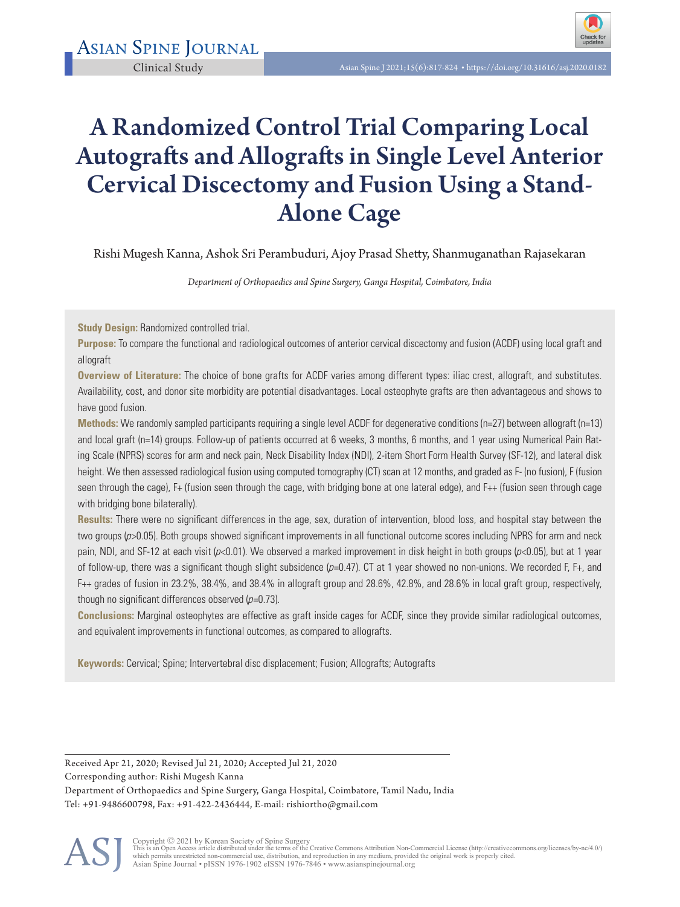Clinical Study

# A Randomized Control Trial Comparing Local Autografts and Allografts in Single Level Anterior Cervical Discectomy and Fusion Using a Stand-Alone Cage

Rishi Mugesh Kanna, Ashok Sri Perambuduri, Ajoy Prasad Shetty, Shanmuganathan Rajasekaran

*Department of Orthopaedics and Spine Surgery, Ganga Hospital, Coimbatore, India*

**Study Design:** Randomized controlled trial.

**Purpose:** To compare the functional and radiological outcomes of anterior cervical discectomy and fusion (ACDF) using local graft and allograft

**Overview of Literature:** The choice of bone grafts for ACDF varies among different types: iliac crest, allograft, and substitutes. Availability, cost, and donor site morbidity are potential disadvantages. Local osteophyte grafts are then advantageous and shows to have good fusion.

**Methods:** We randomly sampled participants requiring a single level ACDF for degenerative conditions (n=27) between allograft (n=13) and local graft (n=14) groups. Follow-up of patients occurred at 6 weeks, 3 months, 6 months, and 1 year using Numerical Pain Rating Scale (NPRS) scores for arm and neck pain, Neck Disability Index (NDI), 2-item Short Form Health Survey (SF-12), and lateral disk height. We then assessed radiological fusion using computed tomography (CT) scan at 12 months, and graded as F- (no fusion), F (fusion seen through the cage), F+ (fusion seen through the cage, with bridging bone at one lateral edge), and F++ (fusion seen through cage with bridging bone bilaterally).

**Results:** There were no significant differences in the age, sex, duration of intervention, blood loss, and hospital stay between the two groups ($p$>0.05). Both groups showed significant improvements in all functional outcome scores including NPRS for arm and neck pain, NDI, and SF-12 at each visit ($p$<0.01). We observed a marked improvement in disk height in both groups ($p$<0.05), but at 1 year of follow-up, there was a significant though slight subsidence ($p$=0.47). CT at 1 year showed no non-unions. We recorded F, F+, and F++ grades of fusion in 23.2%, 38.4%, and 38.4% in allograft group and 28.6%, 42.8%, and 28.6% in local graft group, respectively, though no significant differences observed ($p$=0.73).

**Conclusions:** Marginal osteophytes are effective as graft inside cages for ACDF, since they provide similar radiological outcomes, and equivalent improvements in functional outcomes, as compared to allografts.

**Keywords:** Cervical; Spine; Intervertebral disc displacement; Fusion; Allografts; Autografts

---

Received Apr 21, 2020; Revised Jul 21, 2020; Accepted Jul 21, 2020

Corresponding author: Rishi Mugesh Kanna

Department of Orthopaedics and Spine Surgery, Ganga Hospital, Coimbatore, Tamil Nadu, India

Tel: +91-9486600798, Fax: +91-422-2436444, E-mail: rishiortho@gmail.com

Copyright © 2021 by Korean Society of Spine Surgery

This is an Open Access article distributed under the terms of the Creative Commons Attribution Non-Commercial License (http://creativecommons.org/licenses/by-nc/4.0/) which permits unrestricted non-commercial use, distribution, and reproduction in any medium, provided the original work is properly cited.

Asian Spine Journal • pISSN 1976-1902 eISSN 1976-7846 • www.asianspinejournal.org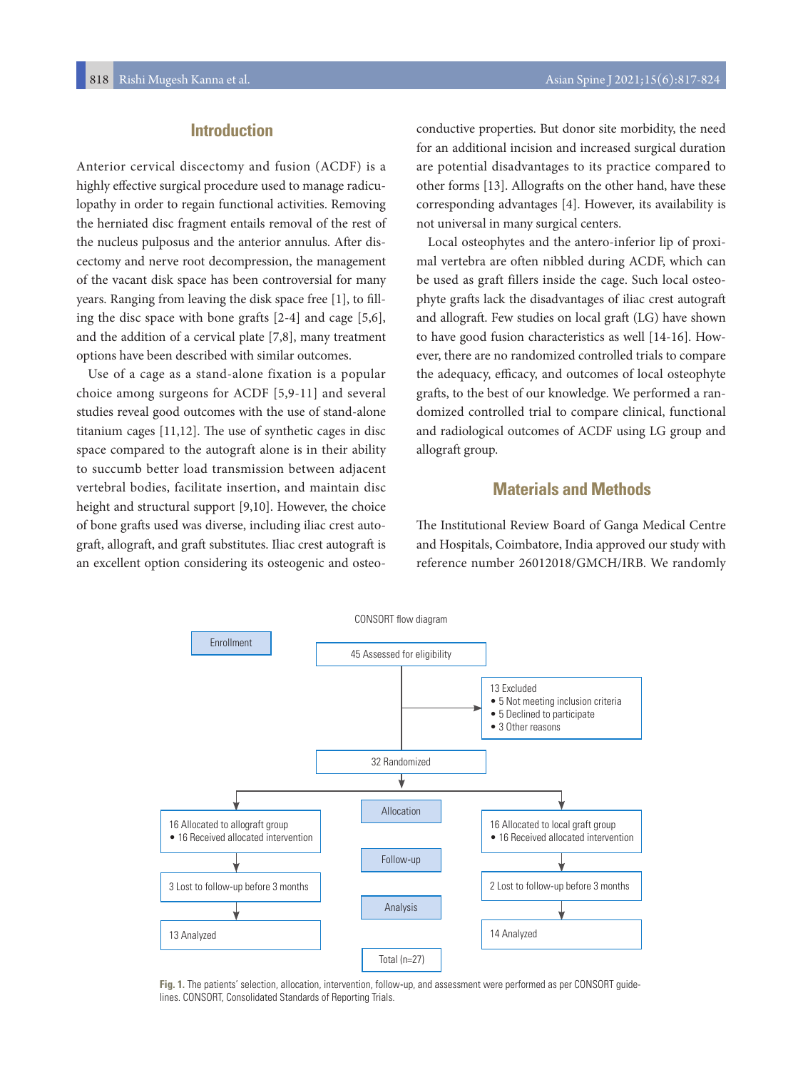## Introduction

Anterior cervical discectomy and fusion (ACDF) is a highly effective surgical procedure used to manage radiculopathy in order to regain functional activities. Removing the herniated disc fragment entails removal of the rest of the nucleus pulposus and the anterior annulus. After discectomy and nerve root decompression, the management of the vacant disk space has been controversial for many years. Ranging from leaving the disk space free [1], to filling the disc space with bone grafts [2-4] and cage [5,6], and the addition of a cervical plate [7,8], many treatment options have been described with similar outcomes.

Use of a cage as a stand-alone fixation is a popular choice among surgeons for ACDF [5,9-11] and several studies reveal good outcomes with the use of stand-alone titanium cages [11,12]. The use of synthetic cages in disc space compared to the autograft alone is in their ability to succumb better load transmission between adjacent vertebral bodies, facilitate insertion, and maintain disc height and structural support [9,10]. However, the choice of bone grafts used was diverse, including iliac crest autograft, allograft, and graft substitutes. Iliac crest autograft is an excellent option considering its osteogenic and osteoconductive properties. But donor site morbidity, the need for an additional incision and increased surgical duration are potential disadvantages to its practice compared to other forms [13]. Allografts on the other hand, have these corresponding advantages [4]. However, its availability is not universal in many surgical centers.

Local osteophytes and the antero-inferior lip of proximal vertebra are often nibbled during ACDF, which can be used as graft fillers inside the cage. Such local osteophyte grafts lack the disadvantages of iliac crest autograft and allograft. Few studies on local graft (LG) have shown to have good fusion characteristics as well [14-16]. However, there are no randomized controlled trials to compare the adequacy, efficacy, and outcomes of local osteophyte grafts, to the best of our knowledge. We performed a randomized controlled trial to compare clinical, functional and radiological outcomes of ACDF using LG group and allograft group.

## Materials and Methods

The Institutional Review Board of Ganga Medical Centre and Hospitals, Coimbatore, India approved our study with reference number 26012018/GMCH/IRB. We randomly

CONSORT flow diagram

- **Enrollment**
  - 45 Assessed for eligibility
  - 13 Excluded
    - 5 Not meeting inclusion criteria
    - 5 Declined to participate
    - 3 Other reasons
  - 32 Randomized
- **Allocation**
  - 16 Allocated to allograft group
    - 16 Received allocated intervention
  - 16 Allocated to local graft group
    - 16 Received allocated intervention
- **Follow-up**
  - Allograft group: 3 Lost to follow-up before 3 months
  - Local graft group: 2 Lost to follow-up before 3 months
- **Analysis**
  - Allograft group: 13 Analyzed
  - Local graft group: 14 Analyzed
  - Total (n=27)

**Fig. 1.** The patients' selection, allocation, intervention, follow-up, and assessment were performed as per CONSORT guidelines. CONSORT, Consolidated Standards of Reporting Trials.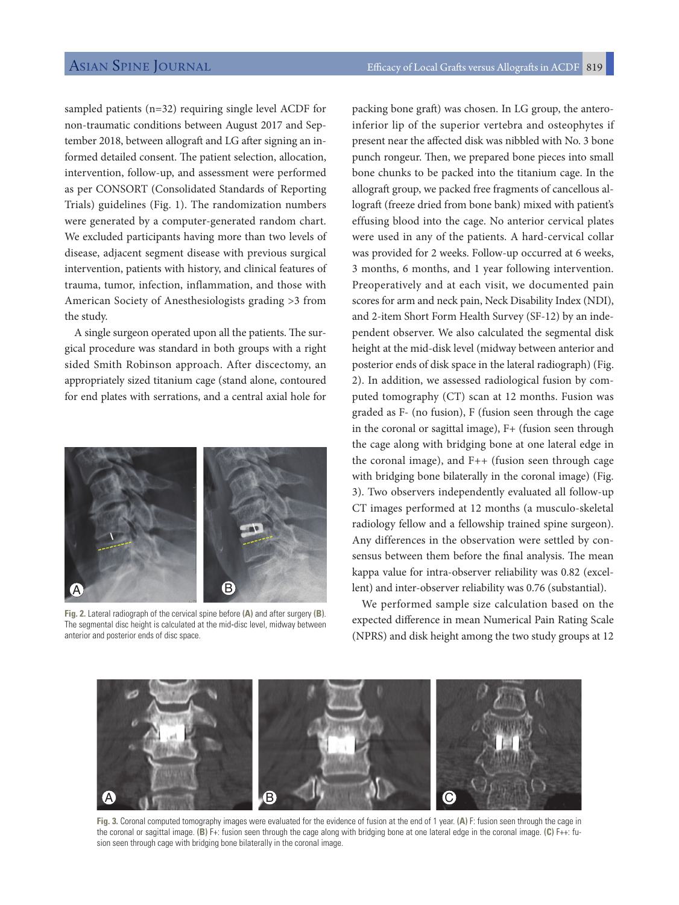sampled patients (n=32) requiring single level ACDF for non-traumatic conditions between August 2017 and September 2018, between allograft and LG after signing an informed detailed consent. The patient selection, allocation, intervention, follow-up, and assessment were performed as per CONSORT (Consolidated Standards of Reporting Trials) guidelines (Fig. 1). The randomization numbers were generated by a computer-generated random chart. We excluded participants having more than two levels of disease, adjacent segment disease with previous surgical intervention, patients with history, and clinical features of trauma, tumor, infection, inflammation, and those with American Society of Anesthesiologists grading >3 from the study.

A single surgeon operated upon all the patients. The surgical procedure was standard in both groups with a right sided Smith Robinson approach. After discectomy, an appropriately sized titanium cage (stand alone, contoured for end plates with serrations, and a central axial hole for packing bone graft) was chosen. In LG group, the antero-inferior lip of the superior vertebra and osteophytes if present near the affected disk was nibbled with No. 3 bone punch rongeur. Then, we prepared bone pieces into small bone chunks to be packed into the titanium cage. In the allograft group, we packed free fragments of cancellous allograft (freeze dried from bone bank) mixed with patient's effusing blood into the cage. No anterior cervical plates were used in any of the patients. A hard-cervical collar was provided for 2 weeks. Follow-up occurred at 6 weeks, 3 months, 6 months, and 1 year following intervention. Preoperatively and at each visit, we documented pain scores for arm and neck pain, Neck Disability Index (NDI), and 2-item Short Form Health Survey (SF-12) by an independent observer. We also calculated the segmental disk height at the mid-disk level (midway between anterior and posterior ends of disk space in the lateral radiograph) (Fig. 2). In addition, we assessed radiological fusion by computed tomography (CT) scan at 12 months. Fusion was graded as F- (no fusion), F (fusion seen through the cage in the coronal or sagittal image), F+ (fusion seen through the cage along with bridging bone at one lateral edge in the coronal image), and F++ (fusion seen through cage with bridging bone bilaterally in the coronal image) (Fig. 3). Two observers independently evaluated all follow-up CT images performed at 12 months (a musculo-skeletal radiology fellow and a fellowship trained spine surgeon). Any differences in the observation were settled by consensus between them before the final analysis. The mean kappa value for intra-observer reliability was 0.82 (excellent) and inter-observer reliability was 0.76 (substantial).

**Fig. 2.** Lateral radiograph of the cervical spine before **(A)** and after surgery **(B)**. The segmental disc height is calculated at the mid-disc level, midway between anterior and posterior ends of disc space.

We performed sample size calculation based on the expected difference in mean Numerical Pain Rating Scale (NPRS) and disk height among the two study groups at 12

**Fig. 3.** Coronal computed tomography images were evaluated for the evidence of fusion at the end of 1 year. **(A)** F: fusion seen through the cage in the coronal or sagittal image. **(B)** F+: fusion seen through the cage along with bridging bone at one lateral edge in the coronal image. **(C)** F++: fusion seen through cage with bridging bone bilaterally in the coronal image.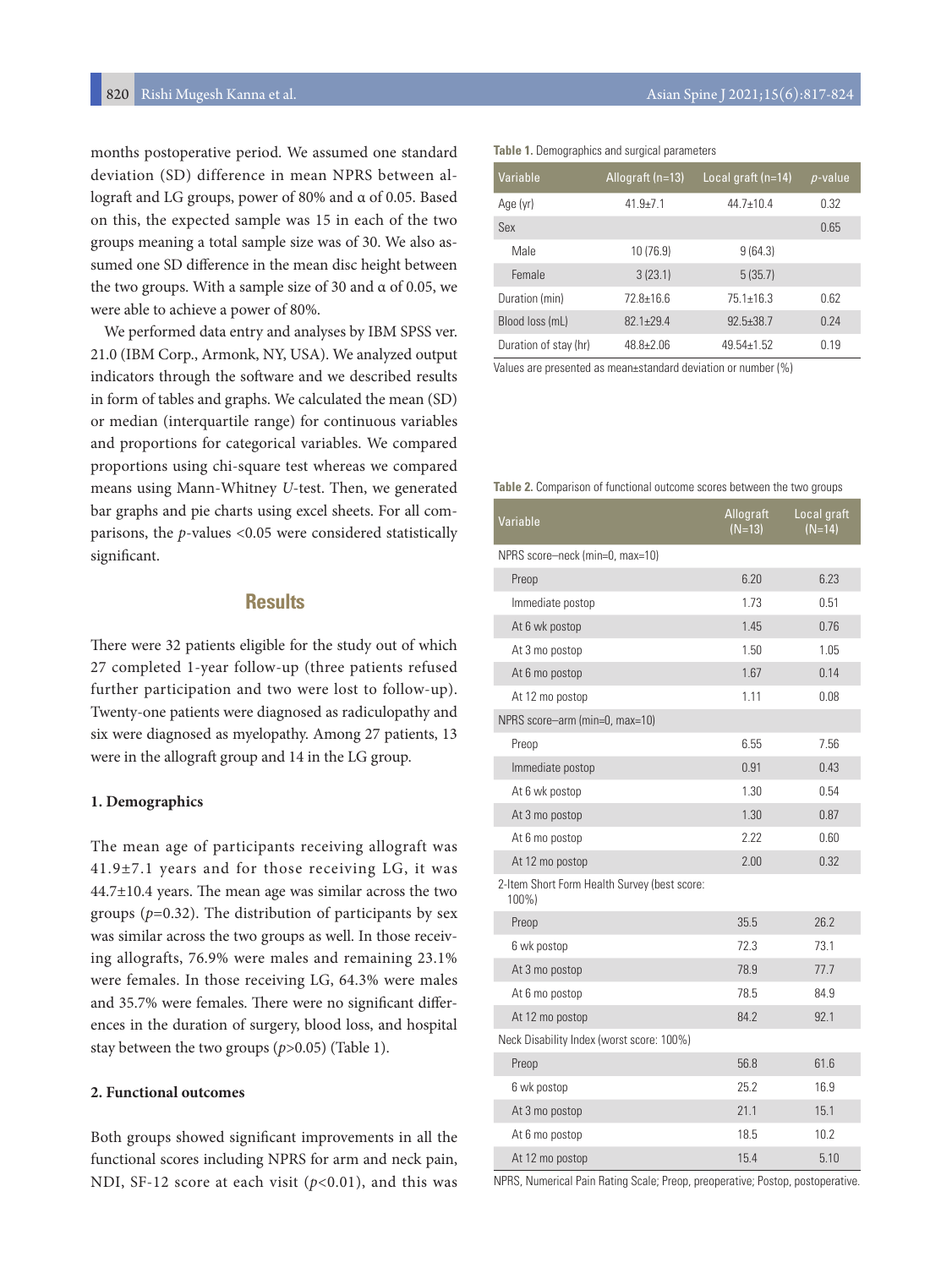months postoperative period. We assumed one standard deviation (SD) difference in mean NPRS between allograft and LG groups, power of 80% and α of 0.05. Based on this, the expected sample was 15 in each of the two groups meaning a total sample size was of 30. We also assumed one SD difference in the mean disc height between the two groups. With a sample size of 30 and α of 0.05, we were able to achieve a power of 80%.

We performed data entry and analyses by IBM SPSS ver. 21.0 (IBM Corp., Armonk, NY, USA). We analyzed output indicators through the software and we described results in form of tables and graphs. We calculated the mean (SD) or median (interquartile range) for continuous variables and proportions for categorical variables. We compared proportions using chi-square test whereas we compared means using Mann-Whitney *U*-test. Then, we generated bar graphs and pie charts using excel sheets. For all comparisons, the *p*-values <0.05 were considered statistically significant.

## Results

There were 32 patients eligible for the study out of which 27 completed 1-year follow-up (three patients refused further participation and two were lost to follow-up). Twenty-one patients were diagnosed as radiculopathy and six were diagnosed as myelopathy. Among 27 patients, 13 were in the allograft group and 14 in the LG group.

### 1. Demographics

The mean age of participants receiving allograft was 41.9±7.1 years and for those receiving LG, it was 44.7±10.4 years. The mean age was similar across the two groups (*p*=0.32). The distribution of participants by sex was similar across the two groups as well. In those receiving allografts, 76.9% were males and remaining 23.1% were females. In those receiving LG, 64.3% were males and 35.7% were females. There were no significant differences in the duration of surgery, blood loss, and hospital stay between the two groups (*p*>0.05) (Table 1).

### 2. Functional outcomes

Both groups showed significant improvements in all the functional scores including NPRS for arm and neck pain, NDI, SF-12 score at each visit (*p*<0.01), and this was

**Table 1.** Demographics and surgical parameters

| Variable | Allograft (n=13) | Local graft (n=14) | *p*-value |
|---|---|---|---|
| Age (yr) | 41.9±7.1 | 44.7±10.4 | 0.32 |
| Sex | | | 0.65 |
| Male | 10 (76.9) | 9 (64.3) | |
| Female | 3 (23.1) | 5 (35.7) | |
| Duration (min) | 72.8±16.6 | 75.1±16.3 | 0.62 |
| Blood loss (mL) | 82.1±29.4 | 92.5±38.7 | 0.24 |
| Duration of stay (hr) | 48.8±2.06 | 49.54±1.52 | 0.19 |

Values are presented as mean±standard deviation or number (%)

**Table 2.** Comparison of functional outcome scores between the two groups

| Variable | Allograft (N=13) | Local graft (N=14) |
|---|---|---|
| NPRS score–neck (min=0, max=10) | | |
| Preop | 6.20 | 6.23 |
| Immediate postop | 1.73 | 0.51 |
| At 6 wk postop | 1.45 | 0.76 |
| At 3 mo postop | 1.50 | 1.05 |
| At 6 mo postop | 1.67 | 0.14 |
| At 12 mo postop | 1.11 | 0.08 |
| NPRS score–arm (min=0, max=10) | | |
| Preop | 6.55 | 7.56 |
| Immediate postop | 0.91 | 0.43 |
| At 6 wk postop | 1.30 | 0.54 |
| At 3 mo postop | 1.30 | 0.87 |
| At 6 mo postop | 2.22 | 0.60 |
| At 12 mo postop | 2.00 | 0.32 |
| 2-Item Short Form Health Survey (best score: 100%) | | |
| Preop | 35.5 | 26.2 |
| 6 wk postop | 72.3 | 73.1 |
| At 3 mo postop | 78.9 | 77.7 |
| At 6 mo postop | 78.5 | 84.9 |
| At 12 mo postop | 84.2 | 92.1 |
| Neck Disability Index (worst score: 100%) | | |
| Preop | 56.8 | 61.6 |
| 6 wk postop | 25.2 | 16.9 |
| At 3 mo postop | 21.1 | 15.1 |
| At 6 mo postop | 18.5 | 10.2 |
| At 12 mo postop | 15.4 | 5.10 |

NPRS, Numerical Pain Rating Scale; Preop, preoperative; Postop, postoperative.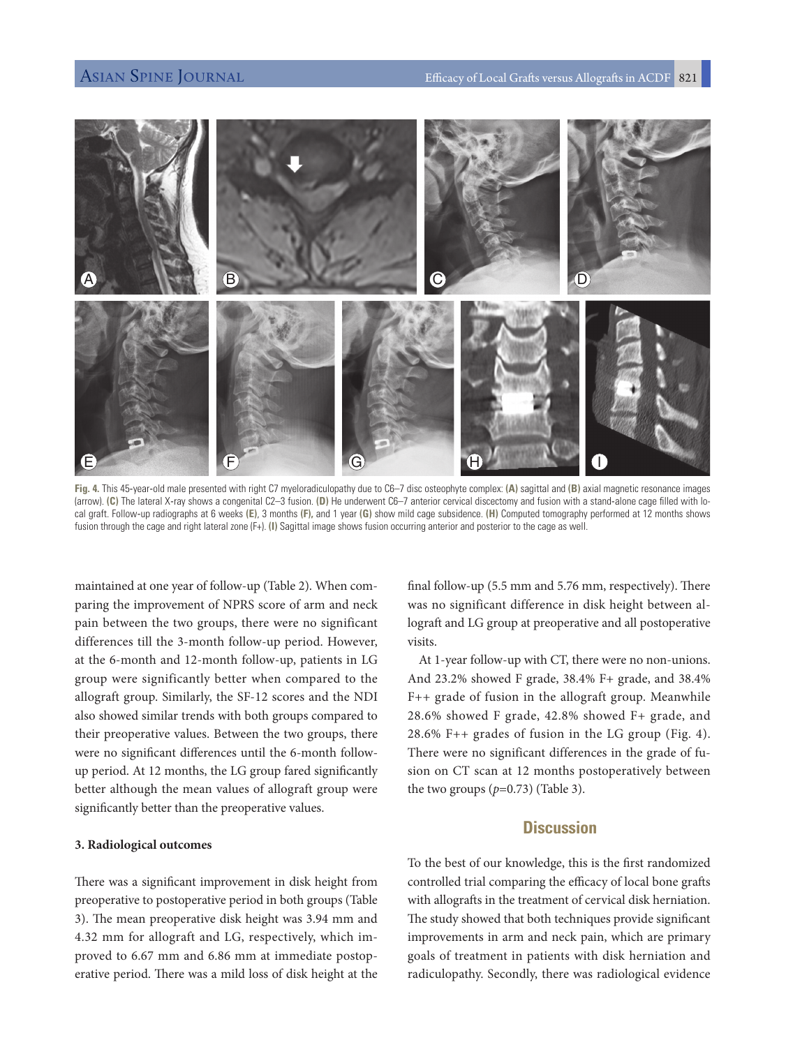Fig. 4. This 45-year-old male presented with right C7 myeloradiculopathy due to C6–7 disc osteophyte complex: (A) sagittal and (B) axial magnetic resonance images (arrow). (C) The lateral X-ray shows a congenital C2–3 fusion. (D) He underwent C6–7 anterior cervical discectomy and fusion with a stand-alone cage filled with local graft. Follow-up radiographs at 6 weeks (E), 3 months (F), and 1 year (G) show mild cage subsidence. (H) Computed tomography performed at 12 months shows fusion through the cage and right lateral zone (F+). (I) Sagittal image shows fusion occurring anterior and posterior to the cage as well.

maintained at one year of follow-up (Table 2). When comparing the improvement of NPRS score of arm and neck pain between the two groups, there were no significant differences till the 3-month follow-up period. However, at the 6-month and 12-month follow-up, patients in LG group were significantly better when compared to the allograft group. Similarly, the SF-12 scores and the NDI also showed similar trends with both groups compared to their preoperative values. Between the two groups, there were no significant differences until the 6-month follow-up period. At 12 months, the LG group fared significantly better although the mean values of allograft group were significantly better than the preoperative values.

### 3. Radiological outcomes

There was a significant improvement in disk height from preoperative to postoperative period in both groups (Table 3). The mean preoperative disk height was 3.94 mm and 4.32 mm for allograft and LG, respectively, which improved to 6.67 mm and 6.86 mm at immediate postoperative period. There was a mild loss of disk height at the final follow-up (5.5 mm and 5.76 mm, respectively). There was no significant difference in disk height between allograft and LG group at preoperative and all postoperative visits.

At 1-year follow-up with CT, there were no non-unions. And 23.2% showed F grade, 38.4% F+ grade, and 38.4% F++ grade of fusion in the allograft group. Meanwhile 28.6% showed F grade, 42.8% showed F+ grade, and 28.6% F++ grades of fusion in the LG group (Fig. 4). There were no significant differences in the grade of fusion on CT scan at 12 months postoperatively between the two groups ($p$=0.73) (Table 3).

## Discussion

To the best of our knowledge, this is the first randomized controlled trial comparing the efficacy of local bone grafts with allografts in the treatment of cervical disk herniation. The study showed that both techniques provide significant improvements in arm and neck pain, which are primary goals of treatment in patients with disk herniation and radiculopathy. Secondly, there was radiological evidence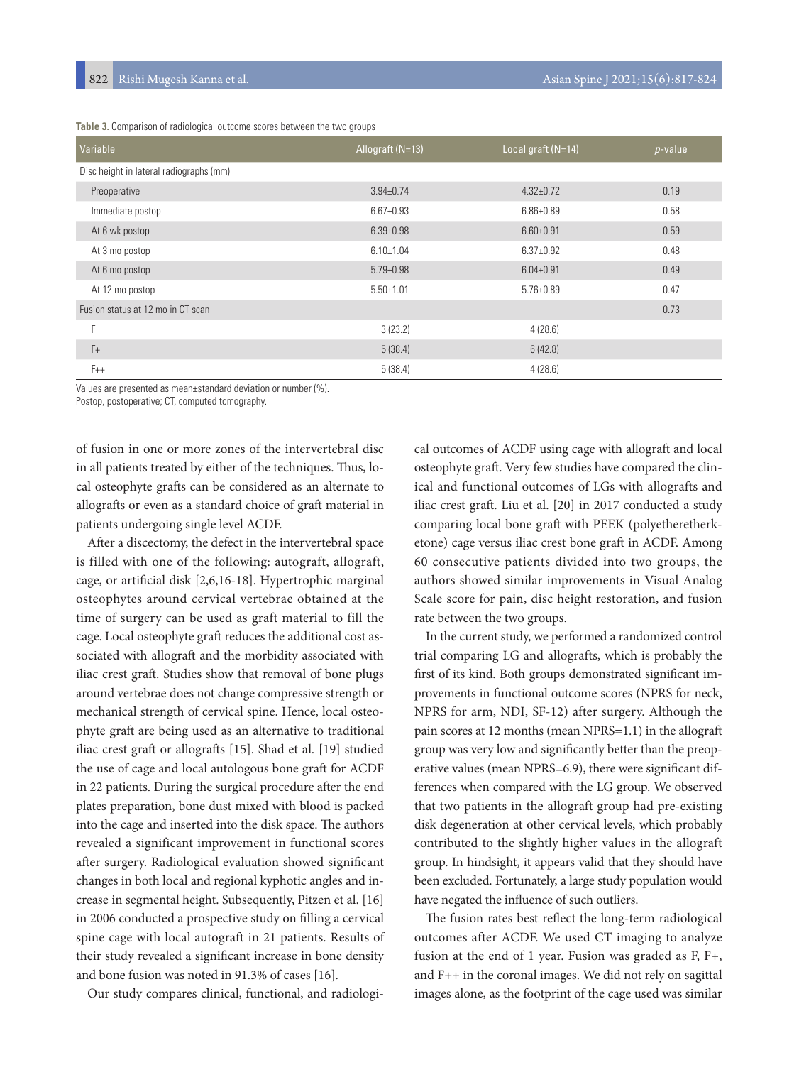**Table 3.** Comparison of radiological outcome scores between the two groups

| Variable | Allograft (N=13) | Local graft (N=14) | *p*-value |
|---|---|---|---|
| Disc height in lateral radiographs (mm) | | | |
| Preoperative | 3.94±0.74 | 4.32±0.72 | 0.19 |
| Immediate postop | 6.67±0.93 | 6.86±0.89 | 0.58 |
| At 6 wk postop | 6.39±0.98 | 6.60±0.91 | 0.59 |
| At 3 mo postop | 6.10±1.04 | 6.37±0.92 | 0.48 |
| At 6 mo postop | 5.79±0.98 | 6.04±0.91 | 0.49 |
| At 12 mo postop | 5.50±1.01 | 5.76±0.89 | 0.47 |
| Fusion status at 12 mo in CT scan | | | 0.73 |
| F | 3 (23.2) | 4 (28.6) | |
| F+ | 5 (38.4) | 6 (42.8) | |
| F++ | 5 (38.4) | 4 (28.6) | |

Values are presented as mean±standard deviation or number (%).
Postop, postoperative; CT, computed tomography.

of fusion in one or more zones of the intervertebral disc in all patients treated by either of the techniques. Thus, local osteophyte grafts can be considered as an alternate to allografts or even as a standard choice of graft material in patients undergoing single level ACDF.

After a discectomy, the defect in the intervertebral space is filled with one of the following: autograft, allograft, cage, or artificial disk [2,6,16-18]. Hypertrophic marginal osteophytes around cervical vertebrae obtained at the time of surgery can be used as graft material to fill the cage. Local osteophyte graft reduces the additional cost associated with allograft and the morbidity associated with iliac crest graft. Studies show that removal of bone plugs around vertebrae does not change compressive strength or mechanical strength of cervical spine. Hence, local osteophyte graft are being used as an alternative to traditional iliac crest graft or allografts [15]. Shad et al. [19] studied the use of cage and local autologous bone graft for ACDF in 22 patients. During the surgical procedure after the end plates preparation, bone dust mixed with blood is packed into the cage and inserted into the disk space. The authors revealed a significant improvement in functional scores after surgery. Radiological evaluation showed significant changes in both local and regional kyphotic angles and increase in segmental height. Subsequently, Pitzen et al. [16] in 2006 conducted a prospective study on filling a cervical spine cage with local autograft in 21 patients. Results of their study revealed a significant increase in bone density and bone fusion was noted in 91.3% of cases [16].

Our study compares clinical, functional, and radiological outcomes of ACDF using cage with allograft and local osteophyte graft. Very few studies have compared the clinical and functional outcomes of LGs with allografts and iliac crest graft. Liu et al. [20] in 2017 conducted a study comparing local bone graft with PEEK (polyetheretherketone) cage versus iliac crest bone graft in ACDF. Among 60 consecutive patients divided into two groups, the authors showed similar improvements in Visual Analog Scale score for pain, disc height restoration, and fusion rate between the two groups.

In the current study, we performed a randomized control trial comparing LG and allografts, which is probably the first of its kind. Both groups demonstrated significant improvements in functional outcome scores (NPRS for neck, NPRS for arm, NDI, SF-12) after surgery. Although the pain scores at 12 months (mean NPRS=1.1) in the allograft group was very low and significantly better than the preoperative values (mean NPRS=6.9), there were significant differences when compared with the LG group. We observed that two patients in the allograft group had pre-existing disk degeneration at other cervical levels, which probably contributed to the slightly higher values in the allograft group. In hindsight, it appears valid that they should have been excluded. Fortunately, a large study population would have negated the influence of such outliers.

The fusion rates best reflect the long-term radiological outcomes after ACDF. We used CT imaging to analyze fusion at the end of 1 year. Fusion was graded as F, F+, and F++ in the coronal images. We did not rely on sagittal images alone, as the footprint of the cage used was similar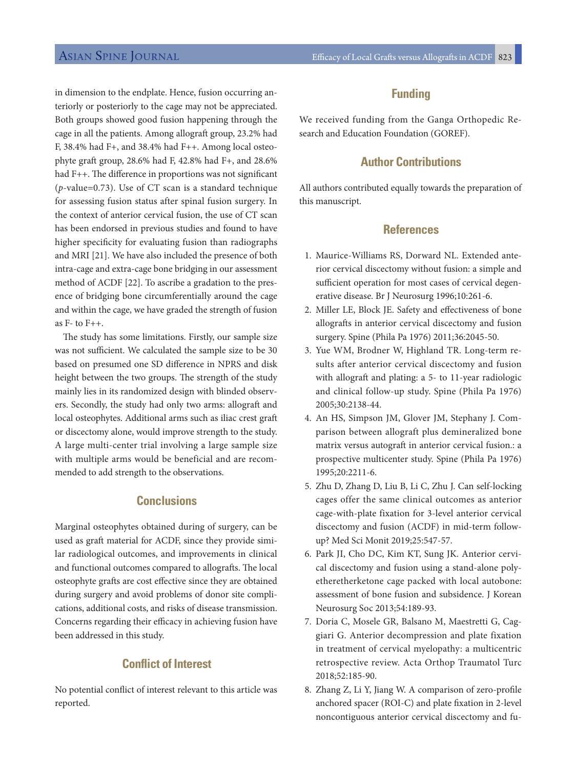in dimension to the endplate. Hence, fusion occurring anteriorly or posteriorly to the cage may not be appreciated. Both groups showed good fusion happening through the cage in all the patients. Among allograft group, 23.2% had F, 38.4% had F+, and 38.4% had F++. Among local osteophyte graft group, 28.6% had F, 42.8% had F+, and 28.6% had F++. The difference in proportions was not significant (*p*-value=0.73). Use of CT scan is a standard technique for assessing fusion status after spinal fusion surgery. In the context of anterior cervical fusion, the use of CT scan has been endorsed in previous studies and found to have higher specificity for evaluating fusion than radiographs and MRI [21]. We have also included the presence of both intra-cage and extra-cage bone bridging in our assessment method of ACDF [22]. To ascribe a gradation to the presence of bridging bone circumferentially around the cage and within the cage, we have graded the strength of fusion as F- to F++.

The study has some limitations. Firstly, our sample size was not sufficient. We calculated the sample size to be 30 based on presumed one SD difference in NPRS and disk height between the two groups. The strength of the study mainly lies in its randomized design with blinded observers. Secondly, the study had only two arms: allograft and local osteophytes. Additional arms such as iliac crest graft or discectomy alone, would improve strength to the study. A large multi-center trial involving a large sample size with multiple arms would be beneficial and are recommended to add strength to the observations.

## Conclusions

Marginal osteophytes obtained during of surgery, can be used as graft material for ACDF, since they provide similar radiological outcomes, and improvements in clinical and functional outcomes compared to allografts. The local osteophyte grafts are cost effective since they are obtained during surgery and avoid problems of donor site complications, additional costs, and risks of disease transmission. Concerns regarding their efficacy in achieving fusion have been addressed in this study.

## Conflict of Interest

No potential conflict of interest relevant to this article was reported.

## Funding

We received funding from the Ganga Orthopedic Research and Education Foundation (GOREF).

## Author Contributions

All authors contributed equally towards the preparation of this manuscript.

## References

1. Maurice-Williams RS, Dorward NL. Extended anterior cervical discectomy without fusion: a simple and sufficient operation for most cases of cervical degenerative disease. Br J Neurosurg 1996;10:261-6.
2. Miller LE, Block JE. Safety and effectiveness of bone allografts in anterior cervical discectomy and fusion surgery. Spine (Phila Pa 1976) 2011;36:2045-50.
3. Yue WM, Brodner W, Highland TR. Long-term results after anterior cervical discectomy and fusion with allograft and plating: a 5- to 11-year radiologic and clinical follow-up study. Spine (Phila Pa 1976) 2005;30:2138-44.
4. An HS, Simpson JM, Glover JM, Stephany J. Comparison between allograft plus demineralized bone matrix versus autograft in anterior cervical fusion.: a prospective multicenter study. Spine (Phila Pa 1976) 1995;20:2211-6.
5. Zhu D, Zhang D, Liu B, Li C, Zhu J. Can self-locking cages offer the same clinical outcomes as anterior cage-with-plate fixation for 3-level anterior cervical discectomy and fusion (ACDF) in mid-term follow-up? Med Sci Monit 2019;25:547-57.
6. Park JI, Cho DC, Kim KT, Sung JK. Anterior cervical discectomy and fusion using a stand-alone polyetheretherketone cage packed with local autobone: assessment of bone fusion and subsidence. J Korean Neurosurg Soc 2013;54:189-93.
7. Doria C, Mosele GR, Balsano M, Maestretti G, Caggiari G. Anterior decompression and plate fixation in treatment of cervical myelopathy: a multicentric retrospective review. Acta Orthop Traumatol Turc 2018;52:185-90.
8. Zhang Z, Li Y, Jiang W. A comparison of zero-profile anchored spacer (ROI-C) and plate fixation in 2-level noncontiguous anterior cervical discectomy and fu-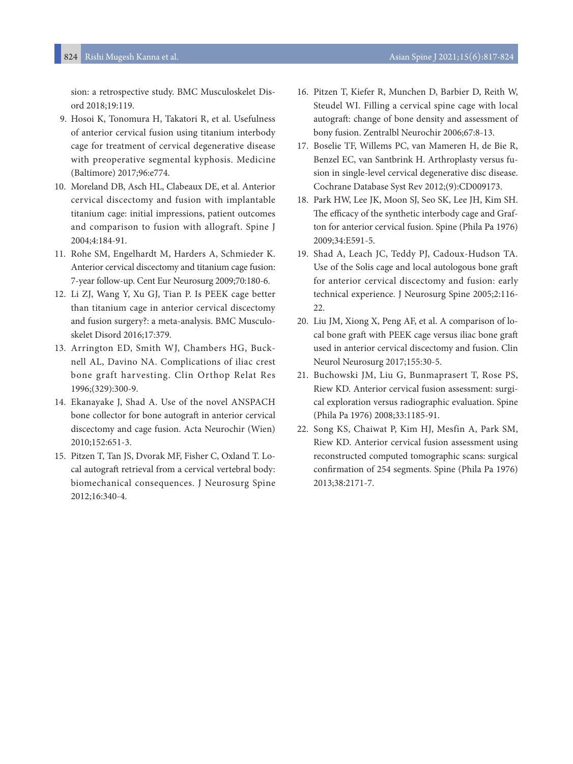sion: a retrospective study. BMC Musculoskelet Disord 2018;19:119.

9. Hosoi K, Tonomura H, Takatori R, et al. Usefulness of anterior cervical fusion using titanium interbody cage for treatment of cervical degenerative disease with preoperative segmental kyphosis. Medicine (Baltimore) 2017;96:e774.
10. Moreland DB, Asch HL, Clabeaux DE, et al. Anterior cervical discectomy and fusion with implantable titanium cage: initial impressions, patient outcomes and comparison to fusion with allograft. Spine J 2004;4:184-91.
11. Rohe SM, Engelhardt M, Harders A, Schmieder K. Anterior cervical discectomy and titanium cage fusion: 7-year follow-up. Cent Eur Neurosurg 2009;70:180-6.
12. Li ZJ, Wang Y, Xu GJ, Tian P. Is PEEK cage better than titanium cage in anterior cervical discectomy and fusion surgery?: a meta-analysis. BMC Musculoskelet Disord 2016;17:379.
13. Arrington ED, Smith WJ, Chambers HG, Bucknell AL, Davino NA. Complications of iliac crest bone graft harvesting. Clin Orthop Relat Res 1996;(329):300-9.
14. Ekanayake J, Shad A. Use of the novel ANSPACH bone collector for bone autograft in anterior cervical discectomy and cage fusion. Acta Neurochir (Wien) 2010;152:651-3.
15. Pitzen T, Tan JS, Dvorak MF, Fisher C, Oxland T. Local autograft retrieval from a cervical vertebral body: biomechanical consequences. J Neurosurg Spine 2012;16:340-4.
16. Pitzen T, Kiefer R, Munchen D, Barbier D, Reith W, Steudel WI. Filling a cervical spine cage with local autograft: change of bone density and assessment of bony fusion. Zentralbl Neurochir 2006;67:8-13.
17. Boselie TF, Willems PC, van Mameren H, de Bie R, Benzel EC, van Santbrink H. Arthroplasty versus fusion in single-level cervical degenerative disc disease. Cochrane Database Syst Rev 2012;(9):CD009173.
18. Park HW, Lee JK, Moon SJ, Seo SK, Lee JH, Kim SH. The efficacy of the synthetic interbody cage and Grafton for anterior cervical fusion. Spine (Phila Pa 1976) 2009;34:E591-5.
19. Shad A, Leach JC, Teddy PJ, Cadoux-Hudson TA. Use of the Solis cage and local autologous bone graft for anterior cervical discectomy and fusion: early technical experience. J Neurosurg Spine 2005;2:116-22.
20. Liu JM, Xiong X, Peng AF, et al. A comparison of local bone graft with PEEK cage versus iliac bone graft used in anterior cervical discectomy and fusion. Clin Neurol Neurosurg 2017;155:30-5.
21. Buchowski JM, Liu G, Bunmaprasert T, Rose PS, Riew KD. Anterior cervical fusion assessment: surgical exploration versus radiographic evaluation. Spine (Phila Pa 1976) 2008;33:1185-91.
22. Song KS, Chaiwat P, Kim HJ, Mesfin A, Park SM, Riew KD. Anterior cervical fusion assessment using reconstructed computed tomographic scans: surgical confirmation of 254 segments. Spine (Phila Pa 1976) 2013;38:2171-7.